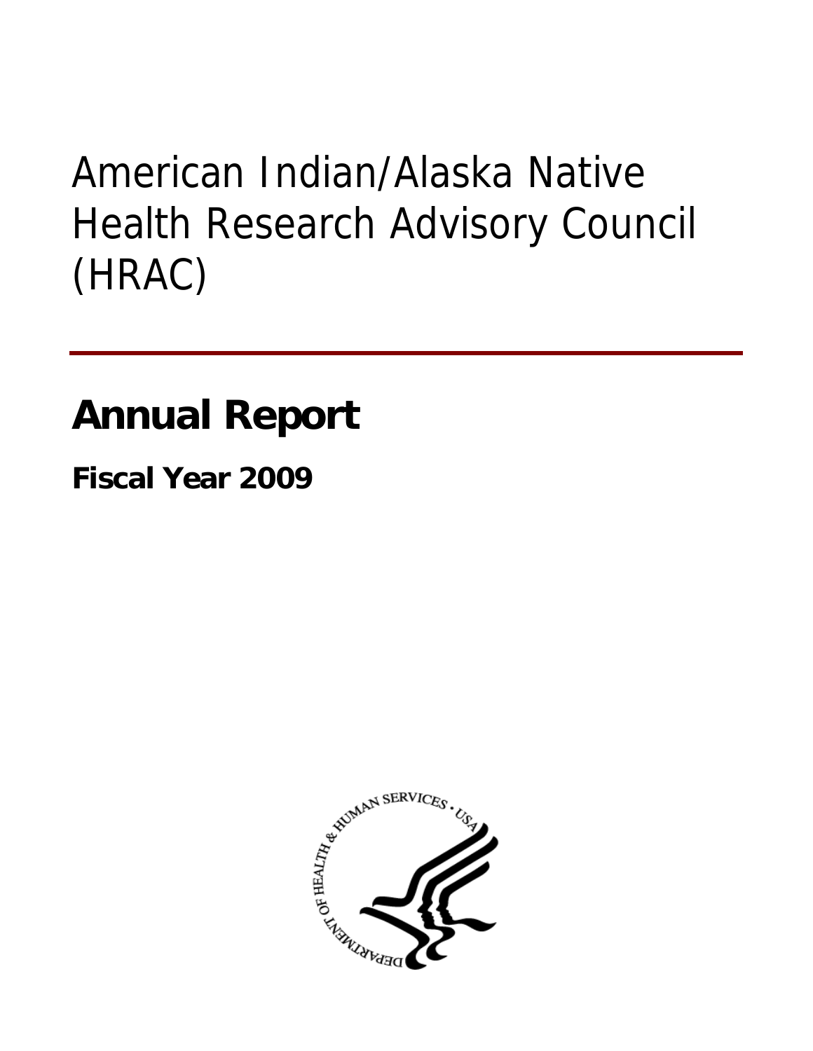# American Indian/Alaska Native Health Research Advisory Council (HRAC)

## Annual Report

### Fiscal Year 2009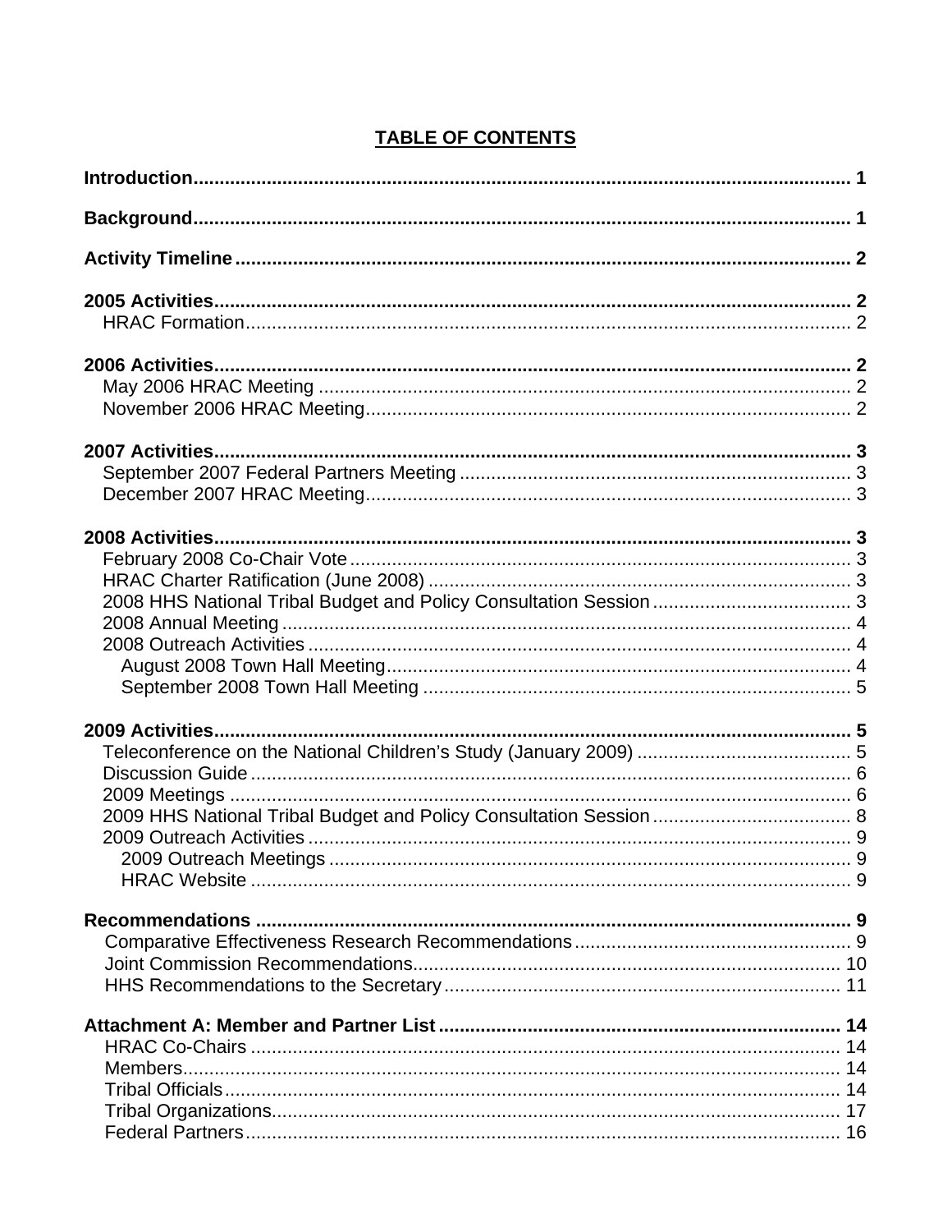## TABLE OF CONTENTS

| | |
|---|---|
| **Introduction** | **1** |
| **Background** | **1** |
| **Activity Timeline** | **2** |
| **2005 Activities** | **2** |
| HRAC Formation | 2 |
| **2006 Activities** | **2** |
| May 2006 HRAC Meeting | 2 |
| November 2006 HRAC Meeting | 2 |
| **2007 Activities** | **3** |
| September 2007 Federal Partners Meeting | 3 |
| December 2007 HRAC Meeting | 3 |
| **2008 Activities** | **3** |
| February 2008 Co-Chair Vote | 3 |
| HRAC Charter Ratification (June 2008) | 3 |
| 2008 HHS National Tribal Budget and Policy Consultation Session | 3 |
| 2008 Annual Meeting | 4 |
| 2008 Outreach Activities | 4 |
| August 2008 Town Hall Meeting | 4 |
| September 2008 Town Hall Meeting | 5 |
| **2009 Activities** | **5** |
| Teleconference on the National Children's Study (January 2009) | 5 |
| Discussion Guide | 6 |
| 2009 Meetings | 6 |
| 2009 HHS National Tribal Budget and Policy Consultation Session | 8 |
| 2009 Outreach Activities | 9 |
| 2009 Outreach Meetings | 9 |
| HRAC Website | 9 |
| **Recommendations** | **9** |
| Comparative Effectiveness Research Recommendations | 9 |
| Joint Commission Recommendations | 10 |
| HHS Recommendations to the Secretary | 11 |
| **Attachment A: Member and Partner List** | **14** |
| HRAC Co-Chairs | 14 |
| Members | 14 |
| Tribal Officials | 14 |
| Tribal Organizations | 17 |
| Federal Partners | 16 |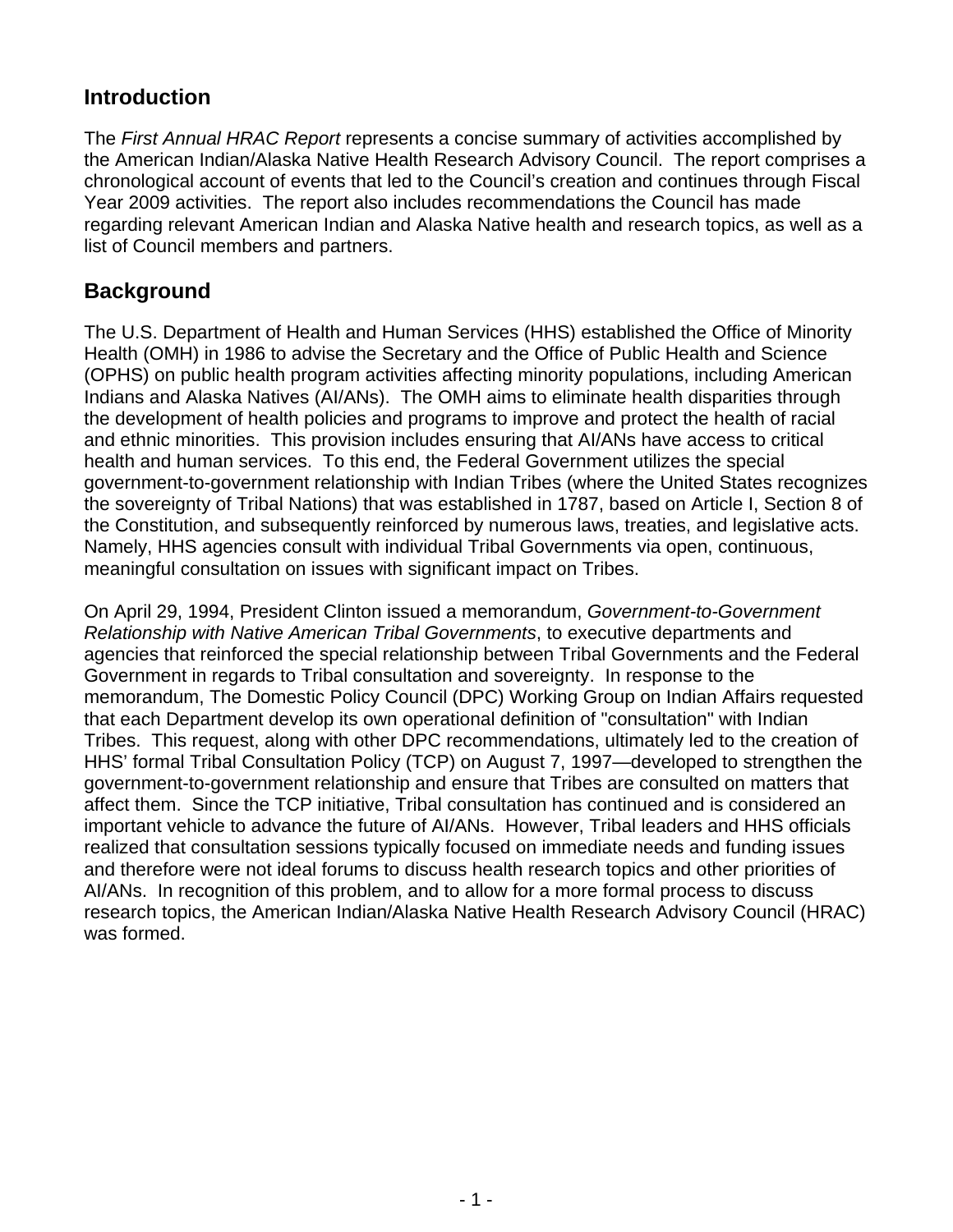## Introduction

The *First Annual HRAC Report* represents a concise summary of activities accomplished by the American Indian/Alaska Native Health Research Advisory Council. The report comprises a chronological account of events that led to the Council's creation and continues through Fiscal Year 2009 activities. The report also includes recommendations the Council has made regarding relevant American Indian and Alaska Native health and research topics, as well as a list of Council members and partners.

## Background

The U.S. Department of Health and Human Services (HHS) established the Office of Minority Health (OMH) in 1986 to advise the Secretary and the Office of Public Health and Science (OPHS) on public health program activities affecting minority populations, including American Indians and Alaska Natives (AI/ANs). The OMH aims to eliminate health disparities through the development of health policies and programs to improve and protect the health of racial and ethnic minorities. This provision includes ensuring that AI/ANs have access to critical health and human services. To this end, the Federal Government utilizes the special government-to-government relationship with Indian Tribes (where the United States recognizes the sovereignty of Tribal Nations) that was established in 1787, based on Article I, Section 8 of the Constitution, and subsequently reinforced by numerous laws, treaties, and legislative acts. Namely, HHS agencies consult with individual Tribal Governments via open, continuous, meaningful consultation on issues with significant impact on Tribes.

On April 29, 1994, President Clinton issued a memorandum, *Government-to-Government Relationship with Native American Tribal Governments*, to executive departments and agencies that reinforced the special relationship between Tribal Governments and the Federal Government in regards to Tribal consultation and sovereignty. In response to the memorandum, The Domestic Policy Council (DPC) Working Group on Indian Affairs requested that each Department develop its own operational definition of "consultation" with Indian Tribes. This request, along with other DPC recommendations, ultimately led to the creation of HHS' formal Tribal Consultation Policy (TCP) on August 7, 1997—developed to strengthen the government-to-government relationship and ensure that Tribes are consulted on matters that affect them. Since the TCP initiative, Tribal consultation has continued and is considered an important vehicle to advance the future of AI/ANs. However, Tribal leaders and HHS officials realized that consultation sessions typically focused on immediate needs and funding issues and therefore were not ideal forums to discuss health research topics and other priorities of AI/ANs. In recognition of this problem, and to allow for a more formal process to discuss research topics, the American Indian/Alaska Native Health Research Advisory Council (HRAC) was formed.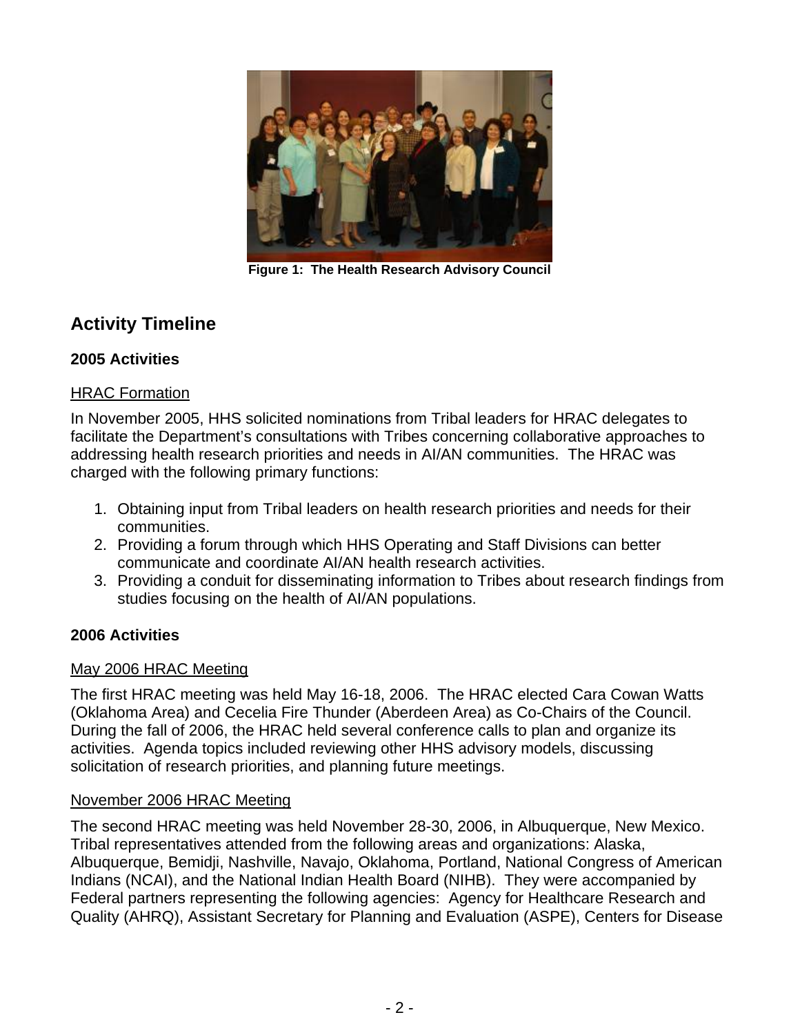Figure 1: The Health Research Advisory Council

## Activity Timeline

### 2005 Activities

HRAC Formation

In November 2005, HHS solicited nominations from Tribal leaders for HRAC delegates to facilitate the Department's consultations with Tribes concerning collaborative approaches to addressing health research priorities and needs in AI/AN communities. The HRAC was charged with the following primary functions:

1. Obtaining input from Tribal leaders on health research priorities and needs for their communities.
2. Providing a forum through which HHS Operating and Staff Divisions can better communicate and coordinate AI/AN health research activities.
3. Providing a conduit for disseminating information to Tribes about research findings from studies focusing on the health of AI/AN populations.

### 2006 Activities

May 2006 HRAC Meeting

The first HRAC meeting was held May 16-18, 2006. The HRAC elected Cara Cowan Watts (Oklahoma Area) and Cecelia Fire Thunder (Aberdeen Area) as Co-Chairs of the Council. During the fall of 2006, the HRAC held several conference calls to plan and organize its activities. Agenda topics included reviewing other HHS advisory models, discussing solicitation of research priorities, and planning future meetings.

November 2006 HRAC Meeting

The second HRAC meeting was held November 28-30, 2006, in Albuquerque, New Mexico. Tribal representatives attended from the following areas and organizations: Alaska, Albuquerque, Bemidji, Nashville, Navajo, Oklahoma, Portland, National Congress of American Indians (NCAI), and the National Indian Health Board (NIHB). They were accompanied by Federal partners representing the following agencies: Agency for Healthcare Research and Quality (AHRQ), Assistant Secretary for Planning and Evaluation (ASPE), Centers for Disease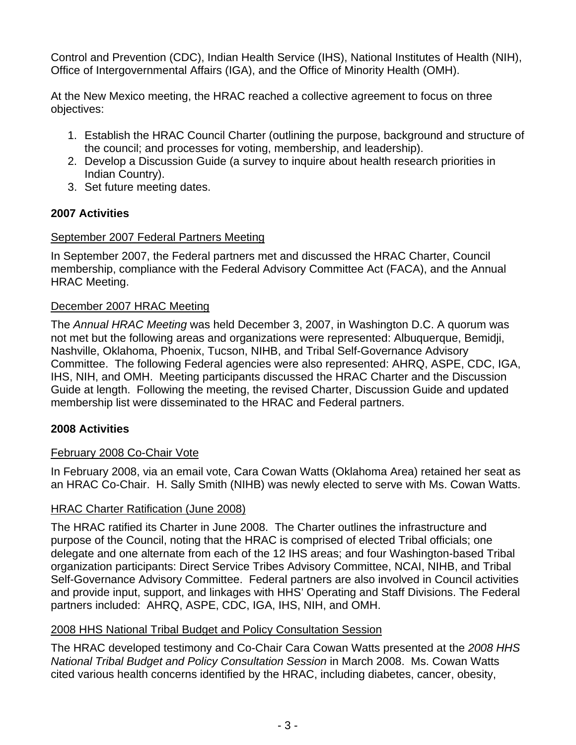Control and Prevention (CDC), Indian Health Service (IHS), National Institutes of Health (NIH), Office of Intergovernmental Affairs (IGA), and the Office of Minority Health (OMH).

At the New Mexico meeting, the HRAC reached a collective agreement to focus on three objectives:

1. Establish the HRAC Council Charter (outlining the purpose, background and structure of the council; and processes for voting, membership, and leadership).
2. Develop a Discussion Guide (a survey to inquire about health research priorities in Indian Country).
3. Set future meeting dates.

**2007 Activities**

September 2007 Federal Partners Meeting

In September 2007, the Federal partners met and discussed the HRAC Charter, Council membership, compliance with the Federal Advisory Committee Act (FACA), and the Annual HRAC Meeting.

December 2007 HRAC Meeting

The *Annual HRAC Meeting* was held December 3, 2007, in Washington D.C. A quorum was not met but the following areas and organizations were represented: Albuquerque, Bemidji, Nashville, Oklahoma, Phoenix, Tucson, NIHB, and Tribal Self-Governance Advisory Committee. The following Federal agencies were also represented: AHRQ, ASPE, CDC, IGA, IHS, NIH, and OMH. Meeting participants discussed the HRAC Charter and the Discussion Guide at length. Following the meeting, the revised Charter, Discussion Guide and updated membership list were disseminated to the HRAC and Federal partners.

**2008 Activities**

February 2008 Co-Chair Vote

In February 2008, via an email vote, Cara Cowan Watts (Oklahoma Area) retained her seat as an HRAC Co-Chair. H. Sally Smith (NIHB) was newly elected to serve with Ms. Cowan Watts.

HRAC Charter Ratification (June 2008)

The HRAC ratified its Charter in June 2008. The Charter outlines the infrastructure and purpose of the Council, noting that the HRAC is comprised of elected Tribal officials; one delegate and one alternate from each of the 12 IHS areas; and four Washington-based Tribal organization participants: Direct Service Tribes Advisory Committee, NCAI, NIHB, and Tribal Self-Governance Advisory Committee. Federal partners are also involved in Council activities and provide input, support, and linkages with HHS' Operating and Staff Divisions. The Federal partners included: AHRQ, ASPE, CDC, IGA, IHS, NIH, and OMH.

2008 HHS National Tribal Budget and Policy Consultation Session

The HRAC developed testimony and Co-Chair Cara Cowan Watts presented at the *2008 HHS National Tribal Budget and Policy Consultation Session* in March 2008. Ms. Cowan Watts cited various health concerns identified by the HRAC, including diabetes, cancer, obesity,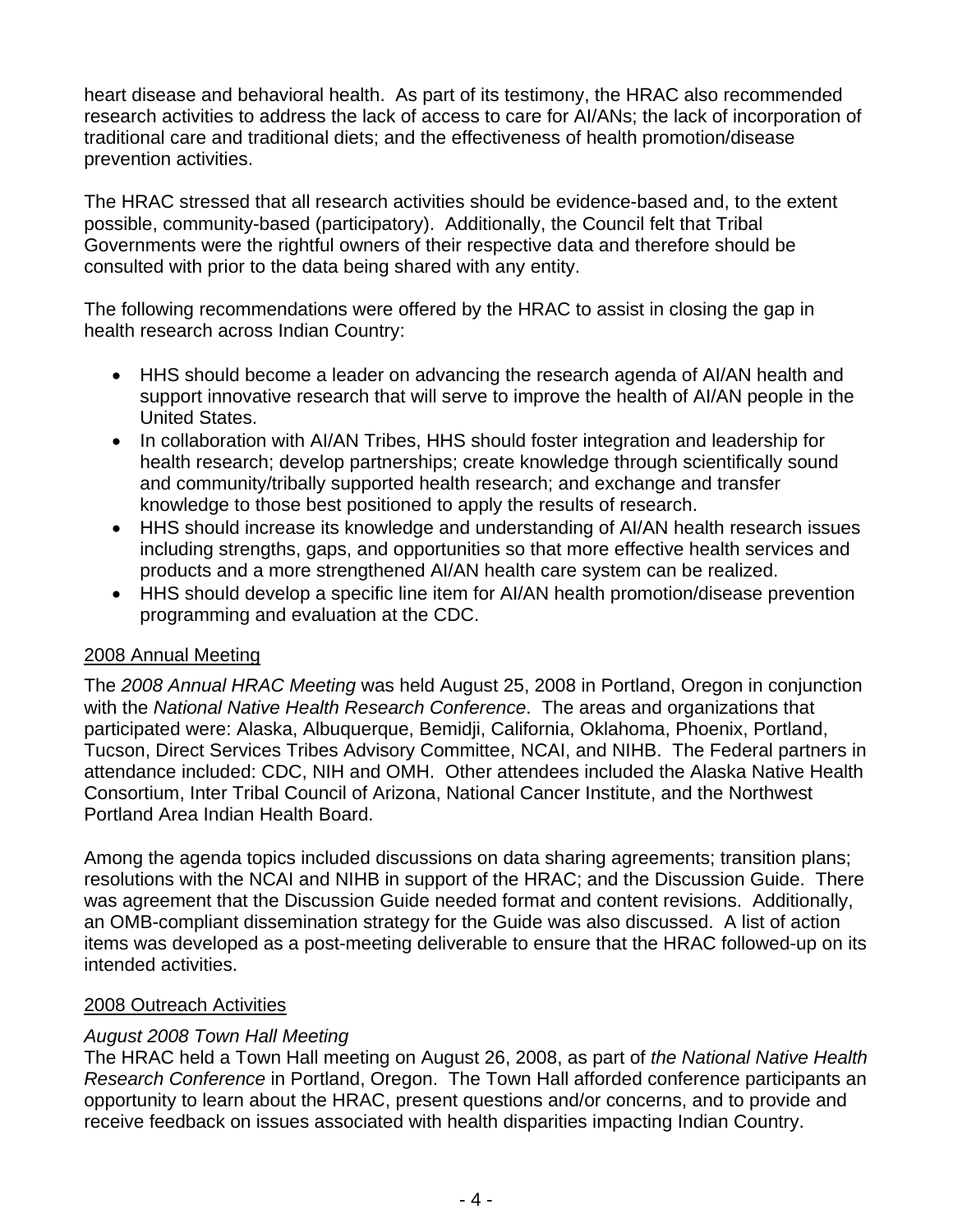heart disease and behavioral health. As part of its testimony, the HRAC also recommended research activities to address the lack of access to care for AI/ANs; the lack of incorporation of traditional care and traditional diets; and the effectiveness of health promotion/disease prevention activities.

The HRAC stressed that all research activities should be evidence-based and, to the extent possible, community-based (participatory). Additionally, the Council felt that Tribal Governments were the rightful owners of their respective data and therefore should be consulted with prior to the data being shared with any entity.

The following recommendations were offered by the HRAC to assist in closing the gap in health research across Indian Country:

- HHS should become a leader on advancing the research agenda of AI/AN health and support innovative research that will serve to improve the health of AI/AN people in the United States.
- In collaboration with AI/AN Tribes, HHS should foster integration and leadership for health research; develop partnerships; create knowledge through scientifically sound and community/tribally supported health research; and exchange and transfer knowledge to those best positioned to apply the results of research.
- HHS should increase its knowledge and understanding of AI/AN health research issues including strengths, gaps, and opportunities so that more effective health services and products and a more strengthened AI/AN health care system can be realized.
- HHS should develop a specific line item for AI/AN health promotion/disease prevention programming and evaluation at the CDC.

<u>2008 Annual Meeting</u>

The *2008 Annual HRAC Meeting* was held August 25, 2008 in Portland, Oregon in conjunction with the *National Native Health Research Conference*. The areas and organizations that participated were: Alaska, Albuquerque, Bemidji, California, Oklahoma, Phoenix, Portland, Tucson, Direct Services Tribes Advisory Committee, NCAI, and NIHB. The Federal partners in attendance included: CDC, NIH and OMH. Other attendees included the Alaska Native Health Consortium, Inter Tribal Council of Arizona, National Cancer Institute, and the Northwest Portland Area Indian Health Board.

Among the agenda topics included discussions on data sharing agreements; transition plans; resolutions with the NCAI and NIHB in support of the HRAC; and the Discussion Guide. There was agreement that the Discussion Guide needed format and content revisions. Additionally, an OMB-compliant dissemination strategy for the Guide was also discussed. A list of action items was developed as a post-meeting deliverable to ensure that the HRAC followed-up on its intended activities.

<u>2008 Outreach Activities</u>

*August 2008 Town Hall Meeting*

The HRAC held a Town Hall meeting on August 26, 2008, as part of *the National Native Health Research Conference* in Portland, Oregon. The Town Hall afforded conference participants an opportunity to learn about the HRAC, present questions and/or concerns, and to provide and receive feedback on issues associated with health disparities impacting Indian Country.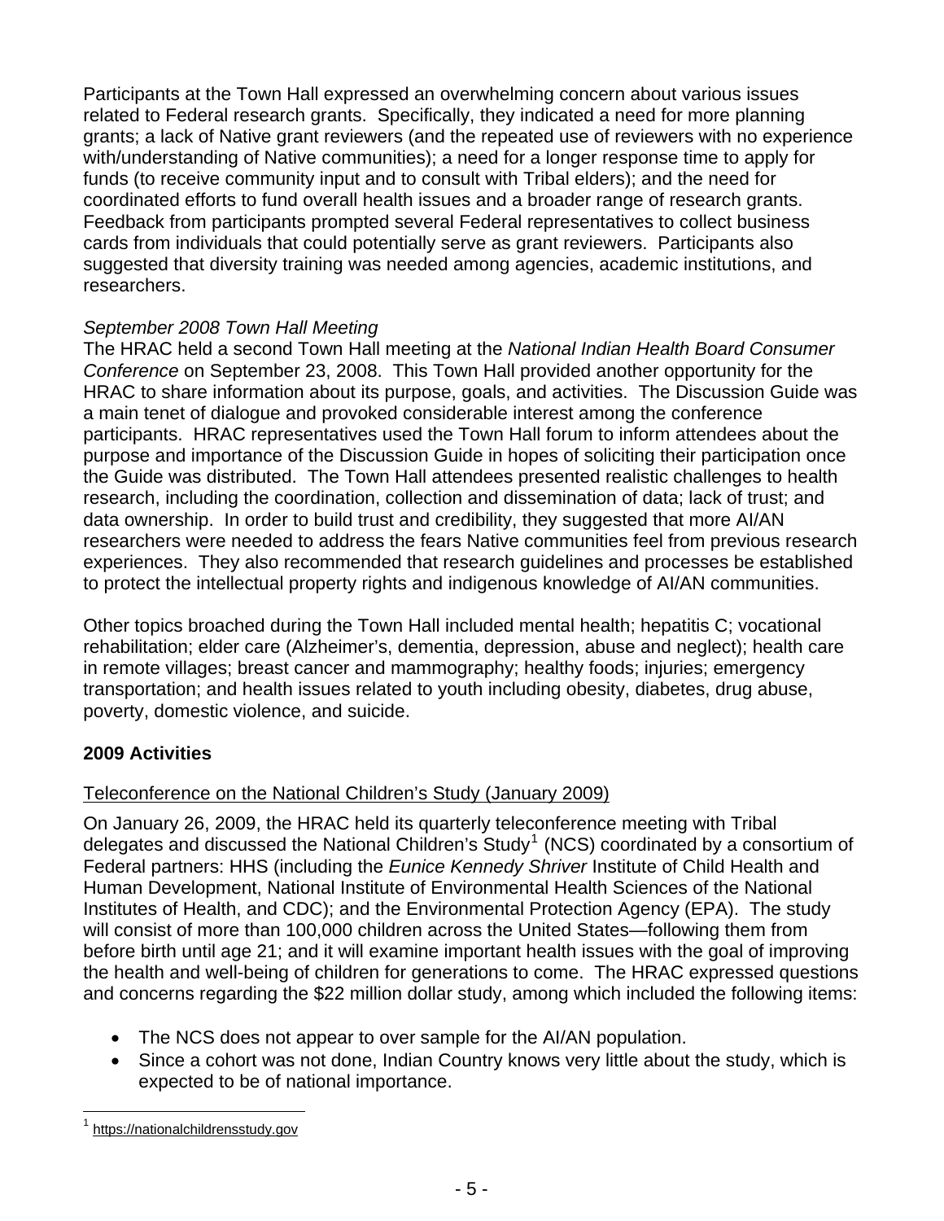Participants at the Town Hall expressed an overwhelming concern about various issues related to Federal research grants. Specifically, they indicated a need for more planning grants; a lack of Native grant reviewers (and the repeated use of reviewers with no experience with/understanding of Native communities); a need for a longer response time to apply for funds (to receive community input and to consult with Tribal elders); and the need for coordinated efforts to fund overall health issues and a broader range of research grants. Feedback from participants prompted several Federal representatives to collect business cards from individuals that could potentially serve as grant reviewers. Participants also suggested that diversity training was needed among agencies, academic institutions, and researchers.

*September 2008 Town Hall Meeting*

The HRAC held a second Town Hall meeting at the *National Indian Health Board Consumer Conference* on September 23, 2008. This Town Hall provided another opportunity for the HRAC to share information about its purpose, goals, and activities. The Discussion Guide was a main tenet of dialogue and provoked considerable interest among the conference participants. HRAC representatives used the Town Hall forum to inform attendees about the purpose and importance of the Discussion Guide in hopes of soliciting their participation once the Guide was distributed. The Town Hall attendees presented realistic challenges to health research, including the coordination, collection and dissemination of data; lack of trust; and data ownership. In order to build trust and credibility, they suggested that more AI/AN researchers were needed to address the fears Native communities feel from previous research experiences. They also recommended that research guidelines and processes be established to protect the intellectual property rights and indigenous knowledge of AI/AN communities.

Other topics broached during the Town Hall included mental health; hepatitis C; vocational rehabilitation; elder care (Alzheimer's, dementia, depression, abuse and neglect); health care in remote villages; breast cancer and mammography; healthy foods; injuries; emergency transportation; and health issues related to youth including obesity, diabetes, drug abuse, poverty, domestic violence, and suicide.

**2009 Activities**

Teleconference on the National Children's Study (January 2009)

On January 26, 2009, the HRAC held its quarterly teleconference meeting with Tribal delegates and discussed the National Children's Study[1] (NCS) coordinated by a consortium of Federal partners: HHS (including the *Eunice Kennedy Shriver* Institute of Child Health and Human Development, National Institute of Environmental Health Sciences of the National Institutes of Health, and CDC); and the Environmental Protection Agency (EPA). The study will consist of more than 100,000 children across the United States—following them from before birth until age 21; and it will examine important health issues with the goal of improving the health and well-being of children for generations to come. The HRAC expressed questions and concerns regarding the \$22 million dollar study, among which included the following items:

- The NCS does not appear to over sample for the AI/AN population.
- Since a cohort was not done, Indian Country knows very little about the study, which is expected to be of national importance.

[1] https://nationalchildrensstudy.gov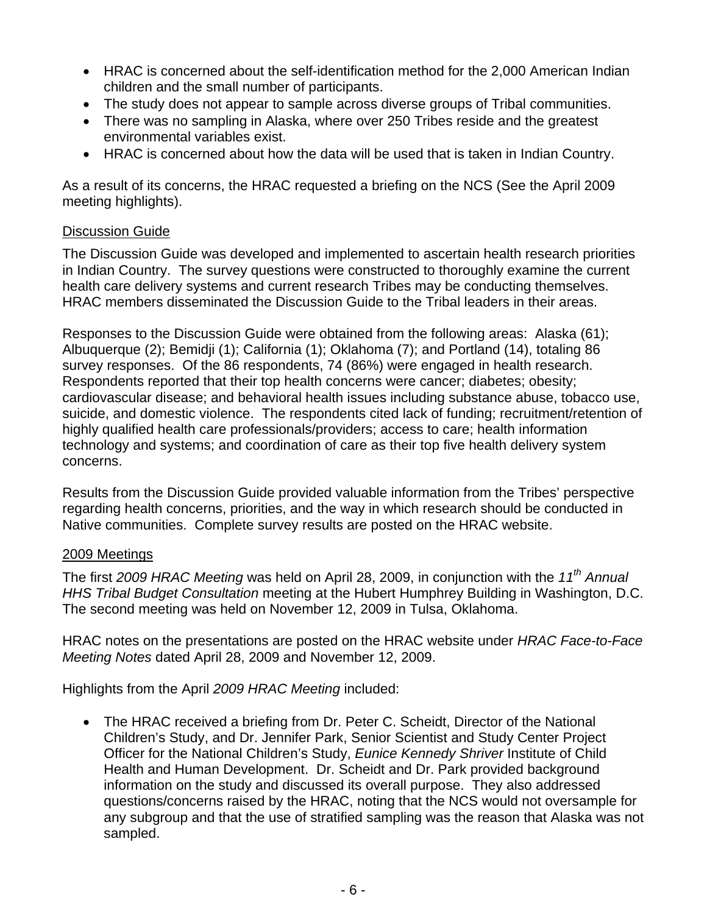- HRAC is concerned about the self-identification method for the 2,000 American Indian children and the small number of participants.
- The study does not appear to sample across diverse groups of Tribal communities.
- There was no sampling in Alaska, where over 250 Tribes reside and the greatest environmental variables exist.
- HRAC is concerned about how the data will be used that is taken in Indian Country.

As a result of its concerns, the HRAC requested a briefing on the NCS (See the April 2009 meeting highlights).

## Discussion Guide

The Discussion Guide was developed and implemented to ascertain health research priorities in Indian Country. The survey questions were constructed to thoroughly examine the current health care delivery systems and current research Tribes may be conducting themselves. HRAC members disseminated the Discussion Guide to the Tribal leaders in their areas.

Responses to the Discussion Guide were obtained from the following areas: Alaska (61); Albuquerque (2); Bemidji (1); California (1); Oklahoma (7); and Portland (14), totaling 86 survey responses. Of the 86 respondents, 74 (86%) were engaged in health research. Respondents reported that their top health concerns were cancer; diabetes; obesity; cardiovascular disease; and behavioral health issues including substance abuse, tobacco use, suicide, and domestic violence. The respondents cited lack of funding; recruitment/retention of highly qualified health care professionals/providers; access to care; health information technology and systems; and coordination of care as their top five health delivery system concerns.

Results from the Discussion Guide provided valuable information from the Tribes' perspective regarding health concerns, priorities, and the way in which research should be conducted in Native communities. Complete survey results are posted on the HRAC website.

## 2009 Meetings

The first *2009 HRAC Meeting* was held on April 28, 2009, in conjunction with the *11th Annual HHS Tribal Budget Consultation* meeting at the Hubert Humphrey Building in Washington, D.C. The second meeting was held on November 12, 2009 in Tulsa, Oklahoma.

HRAC notes on the presentations are posted on the HRAC website under *HRAC Face-to-Face Meeting Notes* dated April 28, 2009 and November 12, 2009.

Highlights from the April *2009 HRAC Meeting* included:

- The HRAC received a briefing from Dr. Peter C. Scheidt, Director of the National Children's Study, and Dr. Jennifer Park, Senior Scientist and Study Center Project Officer for the National Children's Study, *Eunice Kennedy Shriver* Institute of Child Health and Human Development. Dr. Scheidt and Dr. Park provided background information on the study and discussed its overall purpose. They also addressed questions/concerns raised by the HRAC, noting that the NCS would not oversample for any subgroup and that the use of stratified sampling was the reason that Alaska was not sampled.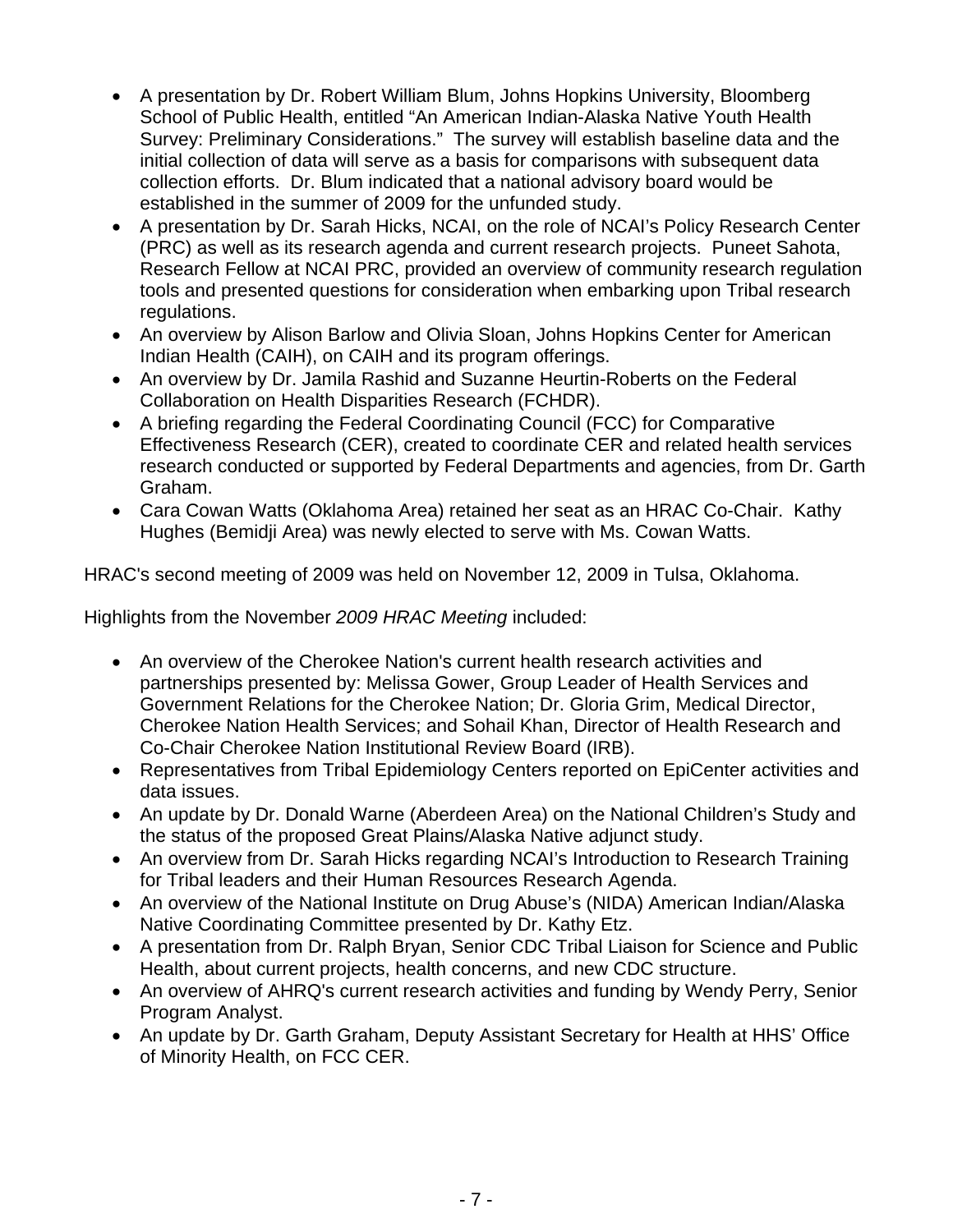- A presentation by Dr. Robert William Blum, Johns Hopkins University, Bloomberg School of Public Health, entitled "An American Indian-Alaska Native Youth Health Survey: Preliminary Considerations." The survey will establish baseline data and the initial collection of data will serve as a basis for comparisons with subsequent data collection efforts. Dr. Blum indicated that a national advisory board would be established in the summer of 2009 for the unfunded study.
- A presentation by Dr. Sarah Hicks, NCAI, on the role of NCAI's Policy Research Center (PRC) as well as its research agenda and current research projects. Puneet Sahota, Research Fellow at NCAI PRC, provided an overview of community research regulation tools and presented questions for consideration when embarking upon Tribal research regulations.
- An overview by Alison Barlow and Olivia Sloan, Johns Hopkins Center for American Indian Health (CAIH), on CAIH and its program offerings.
- An overview by Dr. Jamila Rashid and Suzanne Heurtin-Roberts on the Federal Collaboration on Health Disparities Research (FCHDR).
- A briefing regarding the Federal Coordinating Council (FCC) for Comparative Effectiveness Research (CER), created to coordinate CER and related health services research conducted or supported by Federal Departments and agencies, from Dr. Garth Graham.
- Cara Cowan Watts (Oklahoma Area) retained her seat as an HRAC Co-Chair. Kathy Hughes (Bemidji Area) was newly elected to serve with Ms. Cowan Watts.

HRAC's second meeting of 2009 was held on November 12, 2009 in Tulsa, Oklahoma.

Highlights from the November *2009 HRAC Meeting* included:

- An overview of the Cherokee Nation's current health research activities and partnerships presented by: Melissa Gower, Group Leader of Health Services and Government Relations for the Cherokee Nation; Dr. Gloria Grim, Medical Director, Cherokee Nation Health Services; and Sohail Khan, Director of Health Research and Co-Chair Cherokee Nation Institutional Review Board (IRB).
- Representatives from Tribal Epidemiology Centers reported on EpiCenter activities and data issues.
- An update by Dr. Donald Warne (Aberdeen Area) on the National Children's Study and the status of the proposed Great Plains/Alaska Native adjunct study.
- An overview from Dr. Sarah Hicks regarding NCAI's Introduction to Research Training for Tribal leaders and their Human Resources Research Agenda.
- An overview of the National Institute on Drug Abuse's (NIDA) American Indian/Alaska Native Coordinating Committee presented by Dr. Kathy Etz.
- A presentation from Dr. Ralph Bryan, Senior CDC Tribal Liaison for Science and Public Health, about current projects, health concerns, and new CDC structure.
- An overview of AHRQ's current research activities and funding by Wendy Perry, Senior Program Analyst.
- An update by Dr. Garth Graham, Deputy Assistant Secretary for Health at HHS' Office of Minority Health, on FCC CER.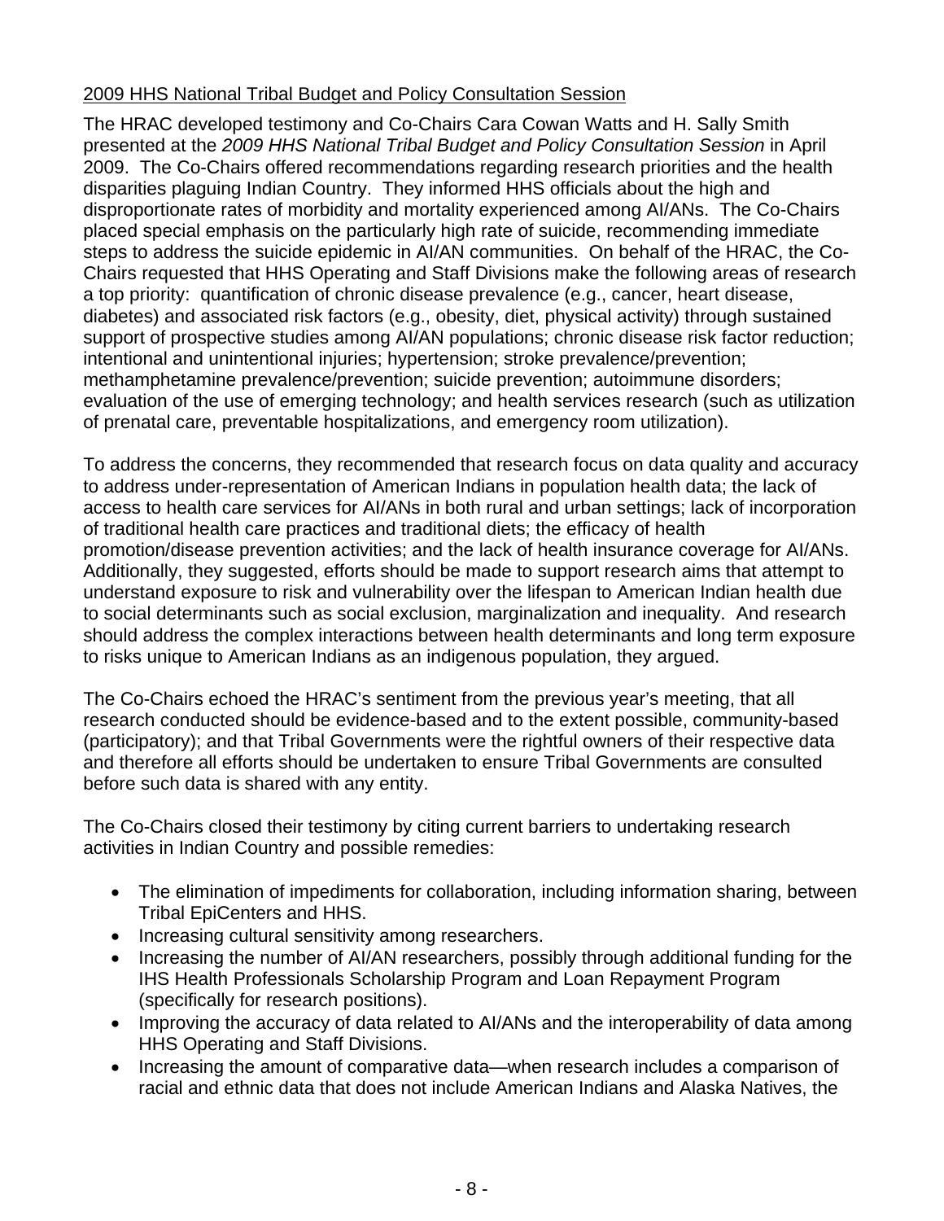2009 HHS National Tribal Budget and Policy Consultation Session

The HRAC developed testimony and Co-Chairs Cara Cowan Watts and H. Sally Smith presented at the *2009 HHS National Tribal Budget and Policy Consultation Session* in April 2009. The Co-Chairs offered recommendations regarding research priorities and the health disparities plaguing Indian Country. They informed HHS officials about the high and disproportionate rates of morbidity and mortality experienced among AI/ANs. The Co-Chairs placed special emphasis on the particularly high rate of suicide, recommending immediate steps to address the suicide epidemic in AI/AN communities. On behalf of the HRAC, the Co-Chairs requested that HHS Operating and Staff Divisions make the following areas of research a top priority: quantification of chronic disease prevalence (e.g., cancer, heart disease, diabetes) and associated risk factors (e.g., obesity, diet, physical activity) through sustained support of prospective studies among AI/AN populations; chronic disease risk factor reduction; intentional and unintentional injuries; hypertension; stroke prevalence/prevention; methamphetamine prevalence/prevention; suicide prevention; autoimmune disorders; evaluation of the use of emerging technology; and health services research (such as utilization of prenatal care, preventable hospitalizations, and emergency room utilization).

To address the concerns, they recommended that research focus on data quality and accuracy to address under-representation of American Indians in population health data; the lack of access to health care services for AI/ANs in both rural and urban settings; lack of incorporation of traditional health care practices and traditional diets; the efficacy of health promotion/disease prevention activities; and the lack of health insurance coverage for AI/ANs. Additionally, they suggested, efforts should be made to support research aims that attempt to understand exposure to risk and vulnerability over the lifespan to American Indian health due to social determinants such as social exclusion, marginalization and inequality. And research should address the complex interactions between health determinants and long term exposure to risks unique to American Indians as an indigenous population, they argued.

The Co-Chairs echoed the HRAC's sentiment from the previous year's meeting, that all research conducted should be evidence-based and to the extent possible, community-based (participatory); and that Tribal Governments were the rightful owners of their respective data and therefore all efforts should be undertaken to ensure Tribal Governments are consulted before such data is shared with any entity.

The Co-Chairs closed their testimony by citing current barriers to undertaking research activities in Indian Country and possible remedies:

- The elimination of impediments for collaboration, including information sharing, between Tribal EpiCenters and HHS.
- Increasing cultural sensitivity among researchers.
- Increasing the number of AI/AN researchers, possibly through additional funding for the IHS Health Professionals Scholarship Program and Loan Repayment Program (specifically for research positions).
- Improving the accuracy of data related to AI/ANs and the interoperability of data among HHS Operating and Staff Divisions.
- Increasing the amount of comparative data—when research includes a comparison of racial and ethnic data that does not include American Indians and Alaska Natives, the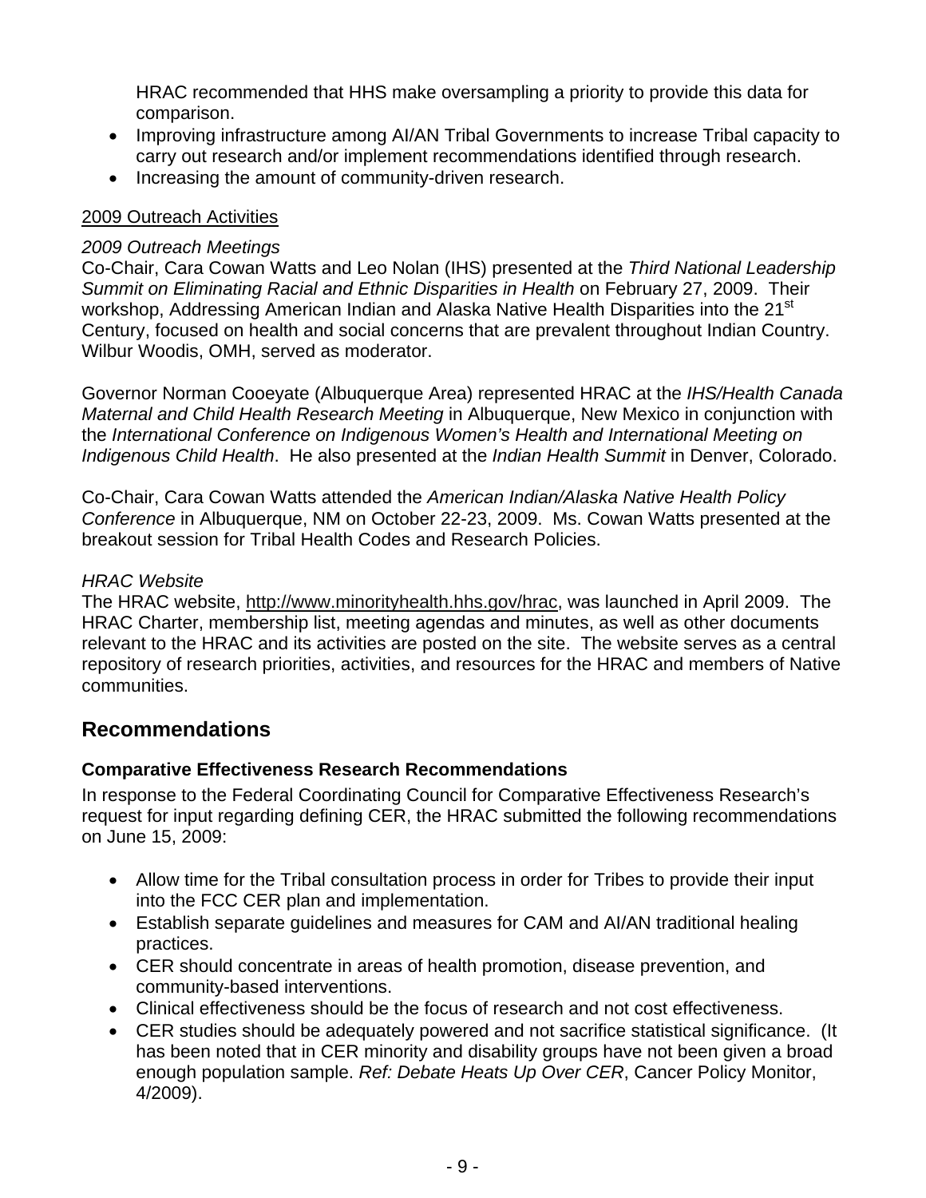HRAC recommended that HHS make oversampling a priority to provide this data for comparison.

- Improving infrastructure among AI/AN Tribal Governments to increase Tribal capacity to carry out research and/or implement recommendations identified through research.
- Increasing the amount of community-driven research.

2009 Outreach Activities

*2009 Outreach Meetings*

Co-Chair, Cara Cowan Watts and Leo Nolan (IHS) presented at the *Third National Leadership Summit on Eliminating Racial and Ethnic Disparities in Health* on February 27, 2009. Their workshop, Addressing American Indian and Alaska Native Health Disparities into the 21st Century, focused on health and social concerns that are prevalent throughout Indian Country. Wilbur Woodis, OMH, served as moderator.

Governor Norman Cooeyate (Albuquerque Area) represented HRAC at the *IHS/Health Canada Maternal and Child Health Research Meeting* in Albuquerque, New Mexico in conjunction with the *International Conference on Indigenous Women's Health and International Meeting on Indigenous Child Health*. He also presented at the *Indian Health Summit* in Denver, Colorado.

Co-Chair, Cara Cowan Watts attended the *American Indian/Alaska Native Health Policy Conference* in Albuquerque, NM on October 22-23, 2009. Ms. Cowan Watts presented at the breakout session for Tribal Health Codes and Research Policies.

*HRAC Website*

The HRAC website, http://www.minorityhealth.hhs.gov/hrac, was launched in April 2009. The HRAC Charter, membership list, meeting agendas and minutes, as well as other documents relevant to the HRAC and its activities are posted on the site. The website serves as a central repository of research priorities, activities, and resources for the HRAC and members of Native communities.

## Recommendations

### Comparative Effectiveness Research Recommendations

In response to the Federal Coordinating Council for Comparative Effectiveness Research's request for input regarding defining CER, the HRAC submitted the following recommendations on June 15, 2009:

- Allow time for the Tribal consultation process in order for Tribes to provide their input into the FCC CER plan and implementation.
- Establish separate guidelines and measures for CAM and AI/AN traditional healing practices.
- CER should concentrate in areas of health promotion, disease prevention, and community-based interventions.
- Clinical effectiveness should be the focus of research and not cost effectiveness.
- CER studies should be adequately powered and not sacrifice statistical significance. (It has been noted that in CER minority and disability groups have not been given a broad enough population sample. *Ref: Debate Heats Up Over CER*, Cancer Policy Monitor, 4/2009).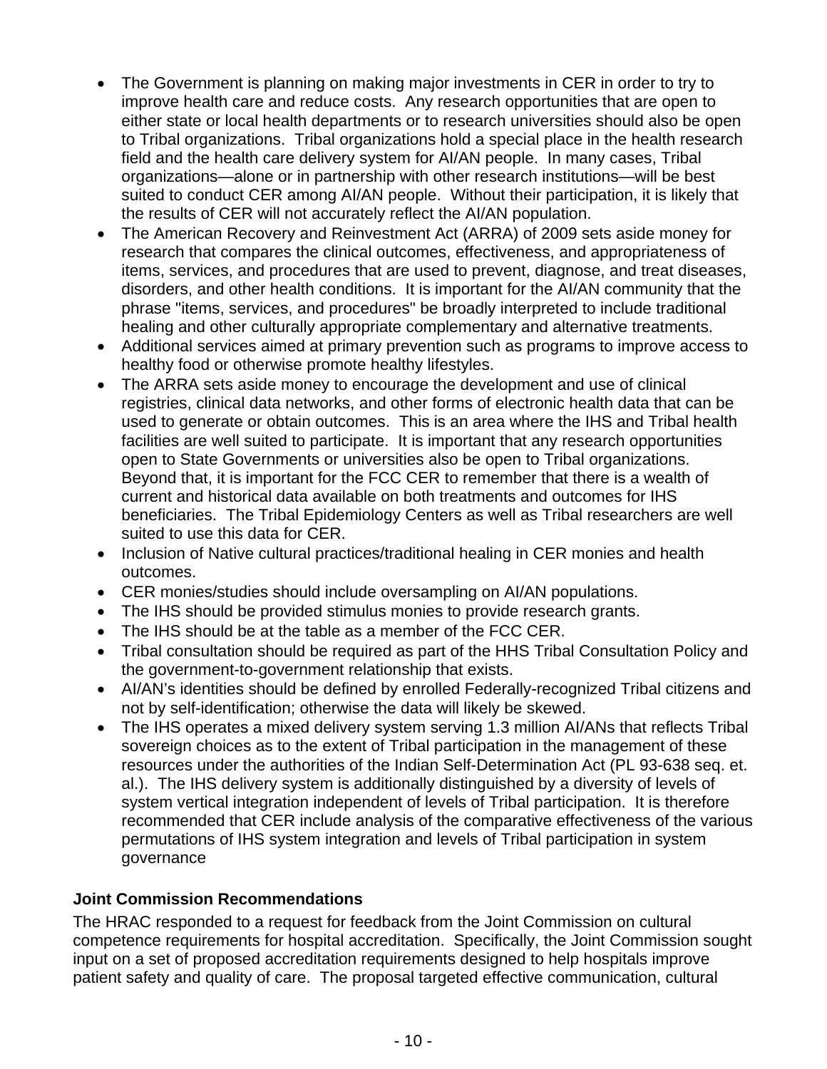- The Government is planning on making major investments in CER in order to try to improve health care and reduce costs. Any research opportunities that are open to either state or local health departments or to research universities should also be open to Tribal organizations. Tribal organizations hold a special place in the health research field and the health care delivery system for AI/AN people. In many cases, Tribal organizations—alone or in partnership with other research institutions—will be best suited to conduct CER among AI/AN people. Without their participation, it is likely that the results of CER will not accurately reflect the AI/AN population.
- The American Recovery and Reinvestment Act (ARRA) of 2009 sets aside money for research that compares the clinical outcomes, effectiveness, and appropriateness of items, services, and procedures that are used to prevent, diagnose, and treat diseases, disorders, and other health conditions. It is important for the AI/AN community that the phrase "items, services, and procedures" be broadly interpreted to include traditional healing and other culturally appropriate complementary and alternative treatments.
- Additional services aimed at primary prevention such as programs to improve access to healthy food or otherwise promote healthy lifestyles.
- The ARRA sets aside money to encourage the development and use of clinical registries, clinical data networks, and other forms of electronic health data that can be used to generate or obtain outcomes. This is an area where the IHS and Tribal health facilities are well suited to participate. It is important that any research opportunities open to State Governments or universities also be open to Tribal organizations. Beyond that, it is important for the FCC CER to remember that there is a wealth of current and historical data available on both treatments and outcomes for IHS beneficiaries. The Tribal Epidemiology Centers as well as Tribal researchers are well suited to use this data for CER.
- Inclusion of Native cultural practices/traditional healing in CER monies and health outcomes.
- CER monies/studies should include oversampling on AI/AN populations.
- The IHS should be provided stimulus monies to provide research grants.
- The IHS should be at the table as a member of the FCC CER.
- Tribal consultation should be required as part of the HHS Tribal Consultation Policy and the government-to-government relationship that exists.
- AI/AN's identities should be defined by enrolled Federally-recognized Tribal citizens and not by self-identification; otherwise the data will likely be skewed.
- The IHS operates a mixed delivery system serving 1.3 million AI/ANs that reflects Tribal sovereign choices as to the extent of Tribal participation in the management of these resources under the authorities of the Indian Self-Determination Act (PL 93-638 seq. et. al.). The IHS delivery system is additionally distinguished by a diversity of levels of system vertical integration independent of levels of Tribal participation. It is therefore recommended that CER include analysis of the comparative effectiveness of the various permutations of IHS system integration and levels of Tribal participation in system governance

**Joint Commission Recommendations**

The HRAC responded to a request for feedback from the Joint Commission on cultural competence requirements for hospital accreditation. Specifically, the Joint Commission sought input on a set of proposed accreditation requirements designed to help hospitals improve patient safety and quality of care. The proposal targeted effective communication, cultural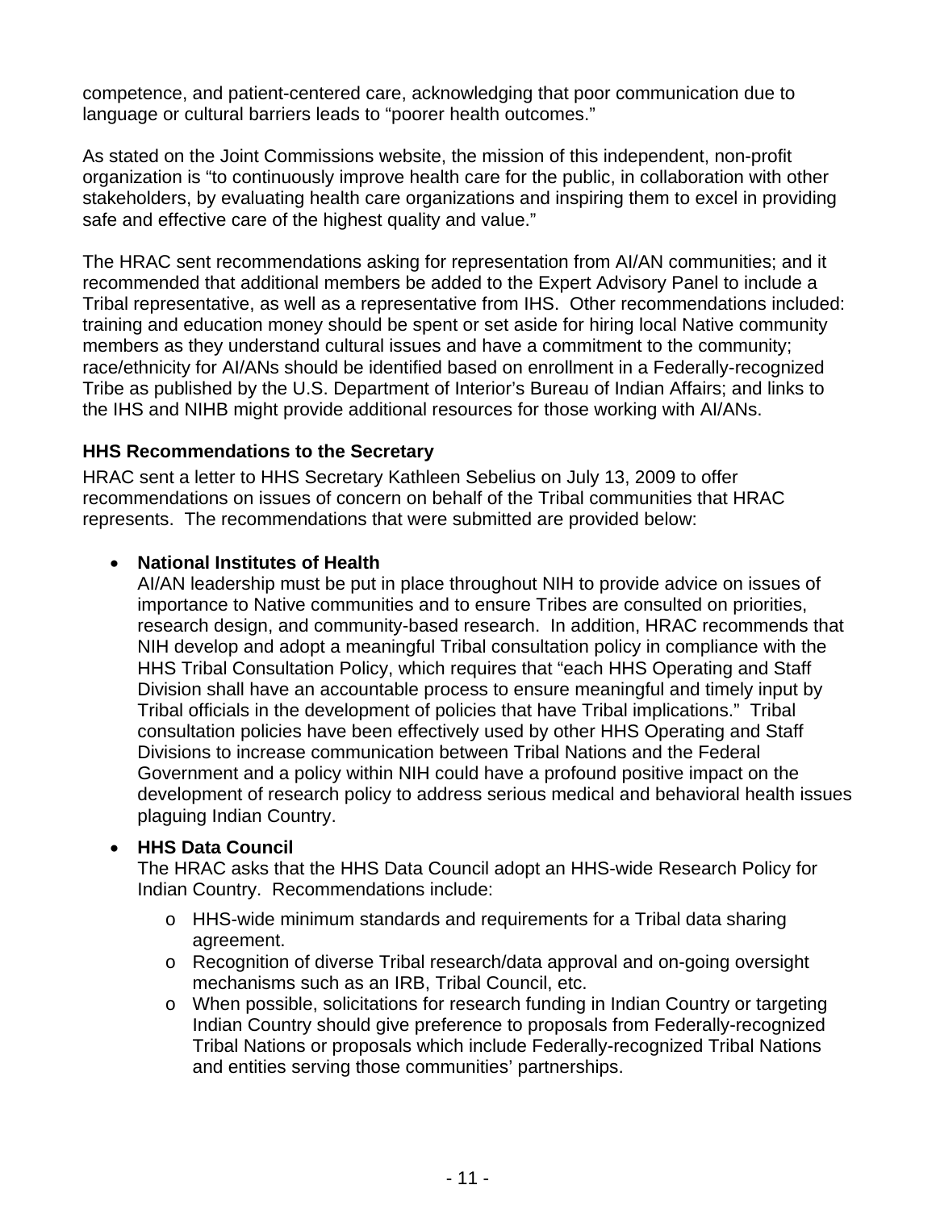competence, and patient-centered care, acknowledging that poor communication due to language or cultural barriers leads to "poorer health outcomes."

As stated on the Joint Commissions website, the mission of this independent, non-profit organization is "to continuously improve health care for the public, in collaboration with other stakeholders, by evaluating health care organizations and inspiring them to excel in providing safe and effective care of the highest quality and value."

The HRAC sent recommendations asking for representation from AI/AN communities; and it recommended that additional members be added to the Expert Advisory Panel to include a Tribal representative, as well as a representative from IHS. Other recommendations included: training and education money should be spent or set aside for hiring local Native community members as they understand cultural issues and have a commitment to the community; race/ethnicity for AI/ANs should be identified based on enrollment in a Federally-recognized Tribe as published by the U.S. Department of Interior's Bureau of Indian Affairs; and links to the IHS and NIHB might provide additional resources for those working with AI/ANs.

### HHS Recommendations to the Secretary

HRAC sent a letter to HHS Secretary Kathleen Sebelius on July 13, 2009 to offer recommendations on issues of concern on behalf of the Tribal communities that HRAC represents. The recommendations that were submitted are provided below:

- **National Institutes of Health**
  AI/AN leadership must be put in place throughout NIH to provide advice on issues of importance to Native communities and to ensure Tribes are consulted on priorities, research design, and community-based research. In addition, HRAC recommends that NIH develop and adopt a meaningful Tribal consultation policy in compliance with the HHS Tribal Consultation Policy, which requires that "each HHS Operating and Staff Division shall have an accountable process to ensure meaningful and timely input by Tribal officials in the development of policies that have Tribal implications." Tribal consultation policies have been effectively used by other HHS Operating and Staff Divisions to increase communication between Tribal Nations and the Federal Government and a policy within NIH could have a profound positive impact on the development of research policy to address serious medical and behavioral health issues plaguing Indian Country.

- **HHS Data Council**
  The HRAC asks that the HHS Data Council adopt an HHS-wide Research Policy for Indian Country. Recommendations include:
  - HHS-wide minimum standards and requirements for a Tribal data sharing agreement.
  - Recognition of diverse Tribal research/data approval and on-going oversight mechanisms such as an IRB, Tribal Council, etc.
  - When possible, solicitations for research funding in Indian Country or targeting Indian Country should give preference to proposals from Federally-recognized Tribal Nations or proposals which include Federally-recognized Tribal Nations and entities serving those communities' partnerships.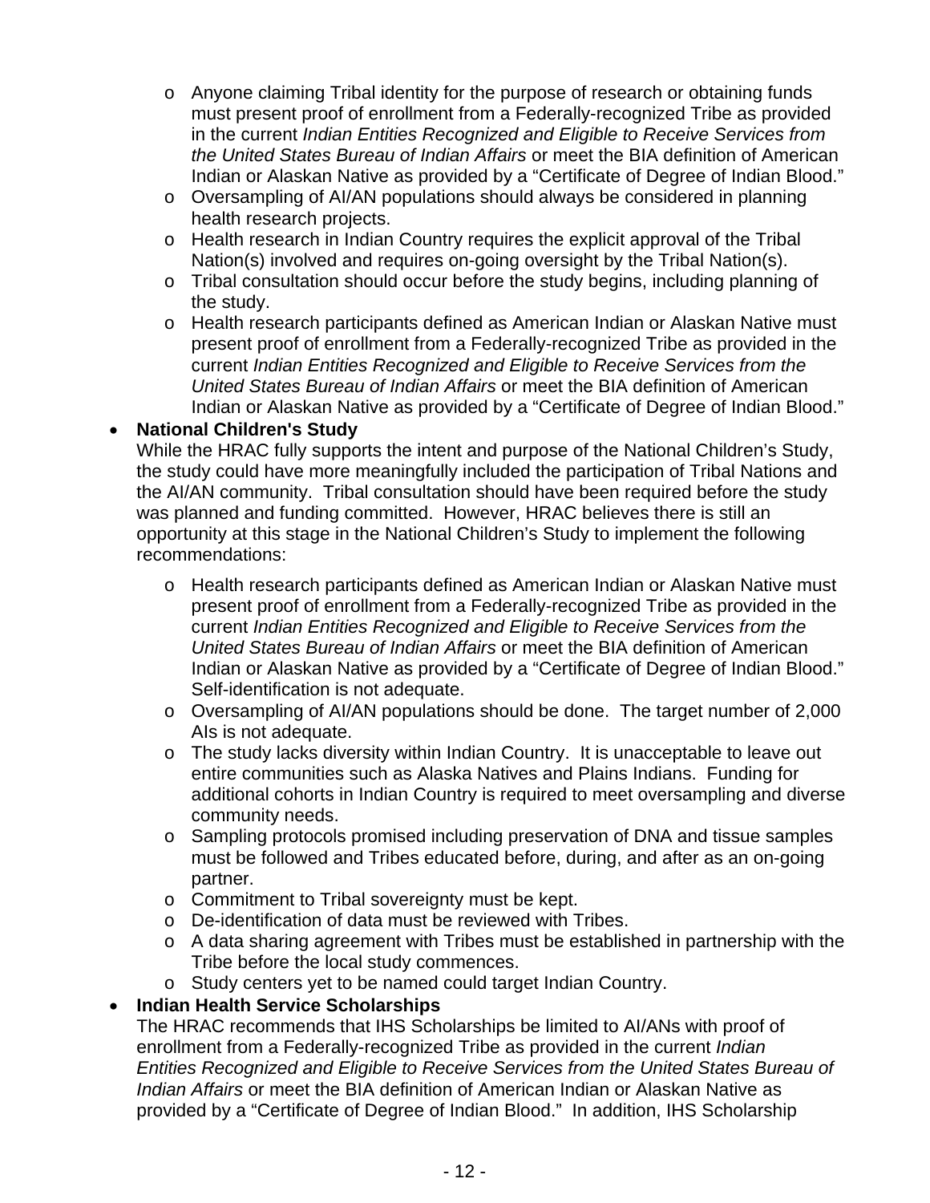- Anyone claiming Tribal identity for the purpose of research or obtaining funds must present proof of enrollment from a Federally-recognized Tribe as provided in the current *Indian Entities Recognized and Eligible to Receive Services from the United States Bureau of Indian Affairs* or meet the BIA definition of American Indian or Alaskan Native as provided by a "Certificate of Degree of Indian Blood."
  - Oversampling of AI/AN populations should always be considered in planning health research projects.
  - Health research in Indian Country requires the explicit approval of the Tribal Nation(s) involved and requires on-going oversight by the Tribal Nation(s).
  - Tribal consultation should occur before the study begins, including planning of the study.
  - Health research participants defined as American Indian or Alaskan Native must present proof of enrollment from a Federally-recognized Tribe as provided in the current *Indian Entities Recognized and Eligible to Receive Services from the United States Bureau of Indian Affairs* or meet the BIA definition of American Indian or Alaskan Native as provided by a "Certificate of Degree of Indian Blood."

- **National Children's Study**
  While the HRAC fully supports the intent and purpose of the National Children's Study, the study could have more meaningfully included the participation of Tribal Nations and the AI/AN community. Tribal consultation should have been required before the study was planned and funding committed. However, HRAC believes there is still an opportunity at this stage in the National Children's Study to implement the following recommendations:

  - Health research participants defined as American Indian or Alaskan Native must present proof of enrollment from a Federally-recognized Tribe as provided in the current *Indian Entities Recognized and Eligible to Receive Services from the United States Bureau of Indian Affairs* or meet the BIA definition of American Indian or Alaskan Native as provided by a "Certificate of Degree of Indian Blood." Self-identification is not adequate.
  - Oversampling of AI/AN populations should be done. The target number of 2,000 AIs is not adequate.
  - The study lacks diversity within Indian Country. It is unacceptable to leave out entire communities such as Alaska Natives and Plains Indians. Funding for additional cohorts in Indian Country is required to meet oversampling and diverse community needs.
  - Sampling protocols promised including preservation of DNA and tissue samples must be followed and Tribes educated before, during, and after as an on-going partner.
  - Commitment to Tribal sovereignty must be kept.
  - De-identification of data must be reviewed with Tribes.
  - A data sharing agreement with Tribes must be established in partnership with the Tribe before the local study commences.
  - Study centers yet to be named could target Indian Country.

- **Indian Health Service Scholarships**
  The HRAC recommends that IHS Scholarships be limited to AI/ANs with proof of enrollment from a Federally-recognized Tribe as provided in the current *Indian Entities Recognized and Eligible to Receive Services from the United States Bureau of Indian Affairs* or meet the BIA definition of American Indian or Alaskan Native as provided by a "Certificate of Degree of Indian Blood." In addition, IHS Scholarship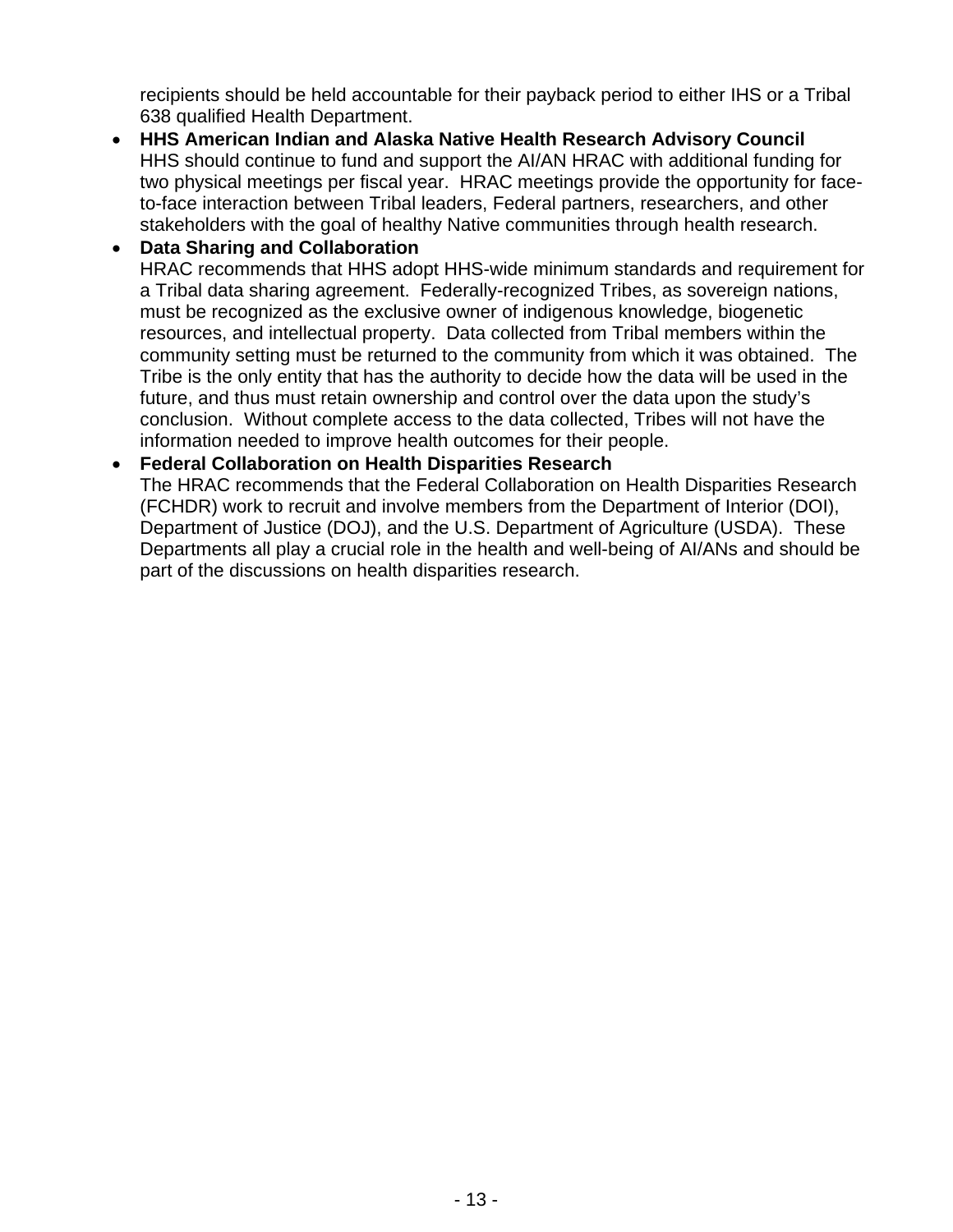recipients should be held accountable for their payback period to either IHS or a Tribal 638 qualified Health Department.

- **HHS American Indian and Alaska Native Health Research Advisory Council**
  HHS should continue to fund and support the AI/AN HRAC with additional funding for two physical meetings per fiscal year. HRAC meetings provide the opportunity for face-to-face interaction between Tribal leaders, Federal partners, researchers, and other stakeholders with the goal of healthy Native communities through health research.
- **Data Sharing and Collaboration**
  HRAC recommends that HHS adopt HHS-wide minimum standards and requirement for a Tribal data sharing agreement. Federally-recognized Tribes, as sovereign nations, must be recognized as the exclusive owner of indigenous knowledge, biogenetic resources, and intellectual property. Data collected from Tribal members within the community setting must be returned to the community from which it was obtained. The Tribe is the only entity that has the authority to decide how the data will be used in the future, and thus must retain ownership and control over the data upon the study's conclusion. Without complete access to the data collected, Tribes will not have the information needed to improve health outcomes for their people.
- **Federal Collaboration on Health Disparities Research**
  The HRAC recommends that the Federal Collaboration on Health Disparities Research (FCHDR) work to recruit and involve members from the Department of Interior (DOI), Department of Justice (DOJ), and the U.S. Department of Agriculture (USDA). These Departments all play a crucial role in the health and well-being of AI/ANs and should be part of the discussions on health disparities research.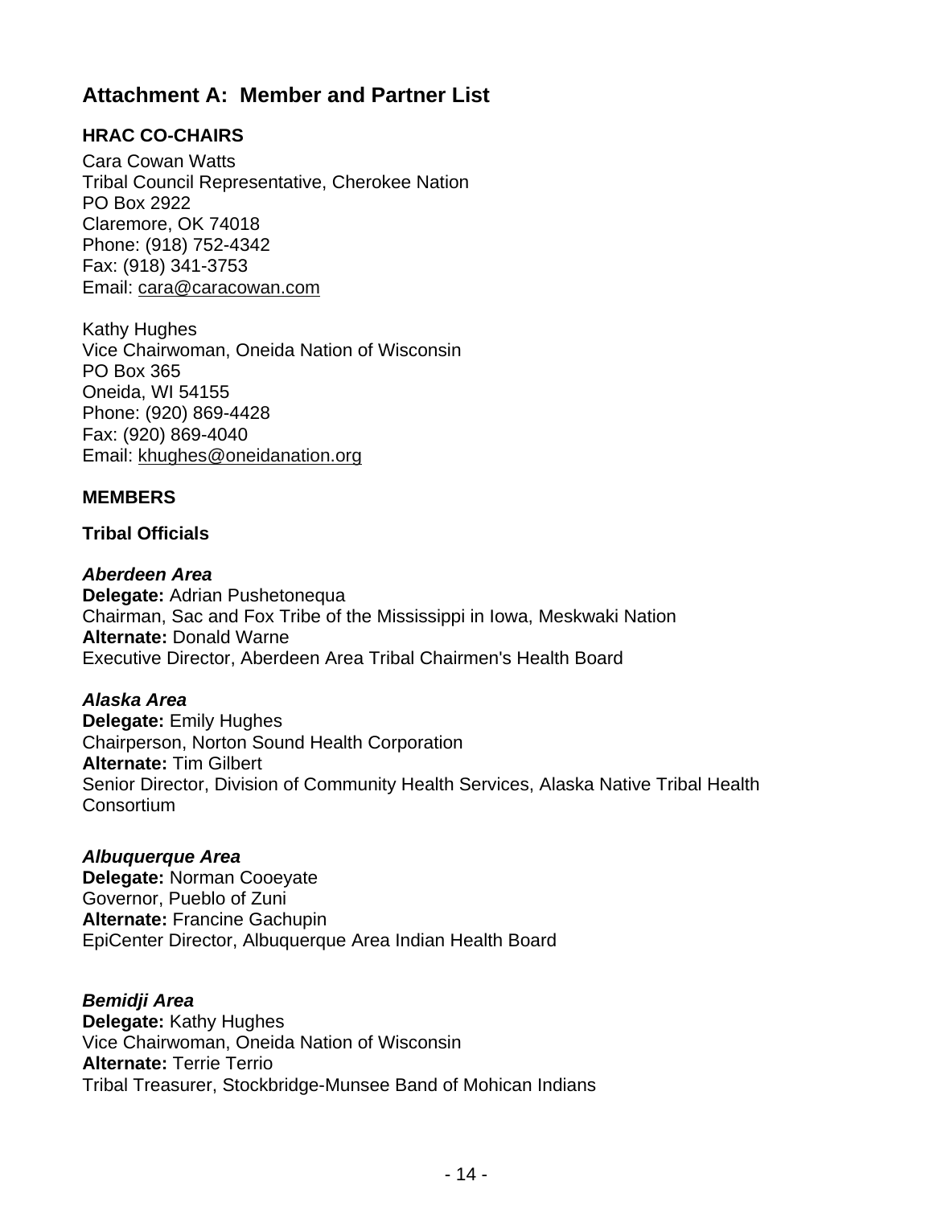## Attachment A: Member and Partner List

### HRAC CO-CHAIRS

Cara Cowan Watts
Tribal Council Representative, Cherokee Nation
PO Box 2922
Claremore, OK 74018
Phone: (918) 752-4342
Fax: (918) 341-3753
Email: cara@caracowan.com

Kathy Hughes
Vice Chairwoman, Oneida Nation of Wisconsin
PO Box 365
Oneida, WI 54155
Phone: (920) 869-4428
Fax: (920) 869-4040
Email: khughes@oneidanation.org

### MEMBERS

#### Tribal Officials

***Aberdeen Area***
**Delegate:** Adrian Pushetonequa
Chairman, Sac and Fox Tribe of the Mississippi in Iowa, Meskwaki Nation
**Alternate:** Donald Warne
Executive Director, Aberdeen Area Tribal Chairmen's Health Board

***Alaska Area***
**Delegate:** Emily Hughes
Chairperson, Norton Sound Health Corporation
**Alternate:** Tim Gilbert
Senior Director, Division of Community Health Services, Alaska Native Tribal Health Consortium

***Albuquerque Area***
**Delegate:** Norman Cooeyate
Governor, Pueblo of Zuni
**Alternate:** Francine Gachupin
EpiCenter Director, Albuquerque Area Indian Health Board

***Bemidji Area***
**Delegate:** Kathy Hughes
Vice Chairwoman, Oneida Nation of Wisconsin
**Alternate:** Terrie Terrio
Tribal Treasurer, Stockbridge-Munsee Band of Mohican Indians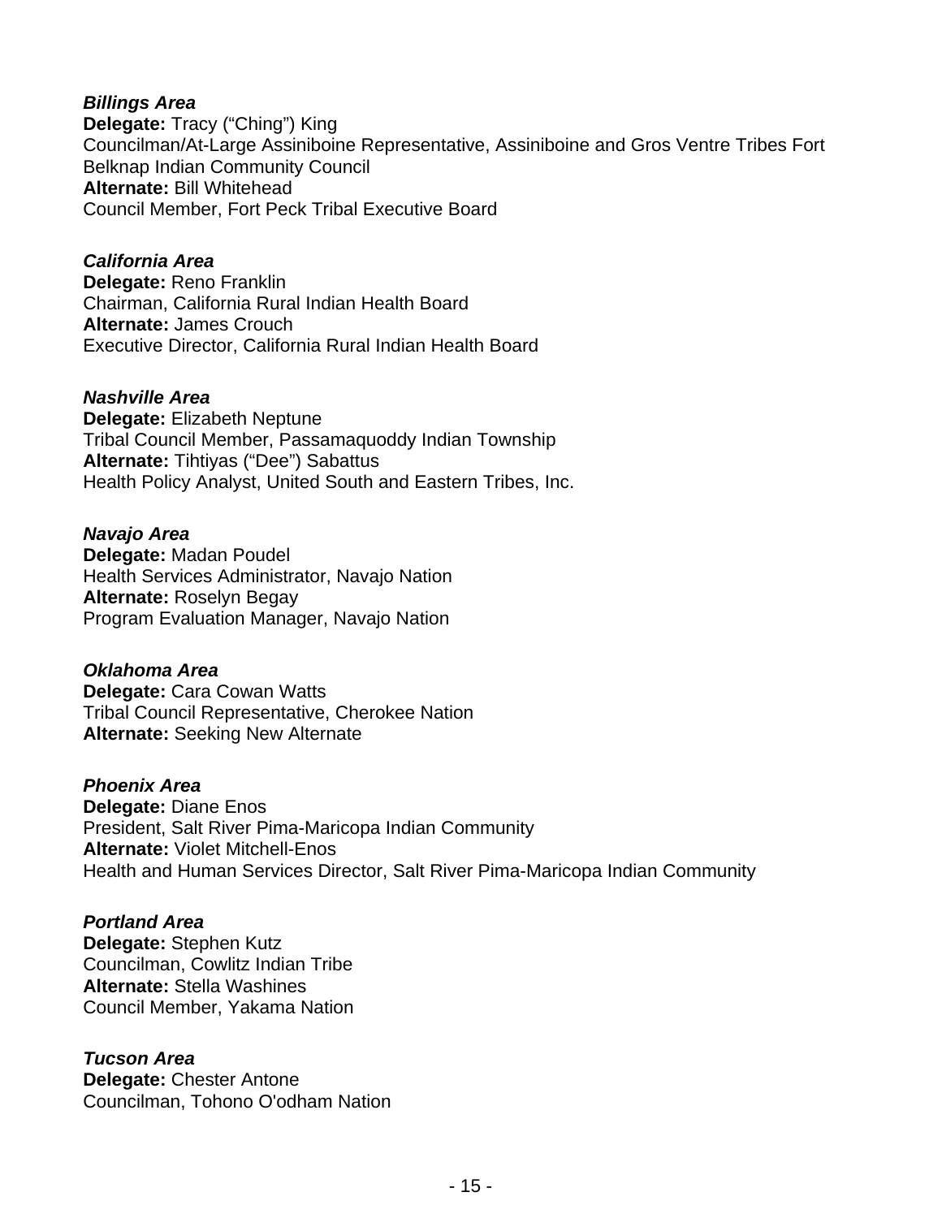***Billings Area***
**Delegate:** Tracy ("Ching") King
Councilman/At-Large Assiniboine Representative, Assiniboine and Gros Ventre Tribes Fort Belknap Indian Community Council
**Alternate:** Bill Whitehead
Council Member, Fort Peck Tribal Executive Board

***California Area***
**Delegate:** Reno Franklin
Chairman, California Rural Indian Health Board
**Alternate:** James Crouch
Executive Director, California Rural Indian Health Board

***Nashville Area***
**Delegate:** Elizabeth Neptune
Tribal Council Member, Passamaquoddy Indian Township
**Alternate:** Tihtiyas ("Dee") Sabattus
Health Policy Analyst, United South and Eastern Tribes, Inc.

***Navajo Area***
**Delegate:** Madan Poudel
Health Services Administrator, Navajo Nation
**Alternate:** Roselyn Begay
Program Evaluation Manager, Navajo Nation

***Oklahoma Area***
**Delegate:** Cara Cowan Watts
Tribal Council Representative, Cherokee Nation
**Alternate:** Seeking New Alternate

***Phoenix Area***
**Delegate:** Diane Enos
President, Salt River Pima-Maricopa Indian Community
**Alternate:** Violet Mitchell-Enos
Health and Human Services Director, Salt River Pima-Maricopa Indian Community

***Portland Area***
**Delegate:** Stephen Kutz
Councilman, Cowlitz Indian Tribe
**Alternate:** Stella Washines
Council Member, Yakama Nation

***Tucson Area***
**Delegate:** Chester Antone
Councilman, Tohono O'odham Nation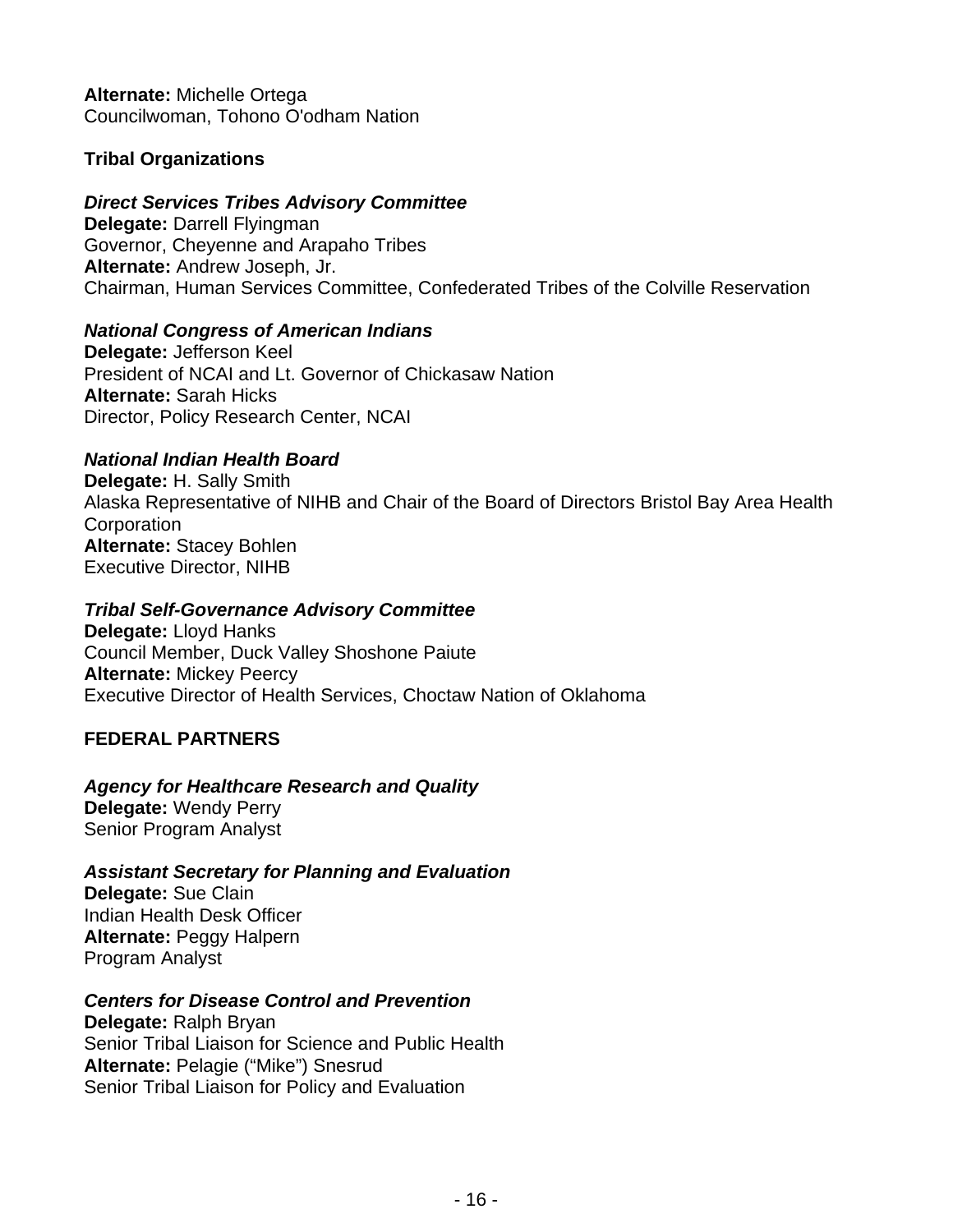**Alternate:** Michelle Ortega
Councilwoman, Tohono O'odham Nation

**Tribal Organizations**

***Direct Services Tribes Advisory Committee***
**Delegate:** Darrell Flyingman
Governor, Cheyenne and Arapaho Tribes
**Alternate:** Andrew Joseph, Jr.
Chairman, Human Services Committee, Confederated Tribes of the Colville Reservation

***National Congress of American Indians***
**Delegate:** Jefferson Keel
President of NCAI and Lt. Governor of Chickasaw Nation
**Alternate:** Sarah Hicks
Director, Policy Research Center, NCAI

***National Indian Health Board***
**Delegate:** H. Sally Smith
Alaska Representative of NIHB and Chair of the Board of Directors Bristol Bay Area Health Corporation
**Alternate:** Stacey Bohlen
Executive Director, NIHB

***Tribal Self-Governance Advisory Committee***
**Delegate:** Lloyd Hanks
Council Member, Duck Valley Shoshone Paiute
**Alternate:** Mickey Peercy
Executive Director of Health Services, Choctaw Nation of Oklahoma

**FEDERAL PARTNERS**

***Agency for Healthcare Research and Quality***
**Delegate:** Wendy Perry
Senior Program Analyst

***Assistant Secretary for Planning and Evaluation***
**Delegate:** Sue Clain
Indian Health Desk Officer
**Alternate:** Peggy Halpern
Program Analyst

***Centers for Disease Control and Prevention***
**Delegate:** Ralph Bryan
Senior Tribal Liaison for Science and Public Health
**Alternate:** Pelagie ("Mike") Snesrud
Senior Tribal Liaison for Policy and Evaluation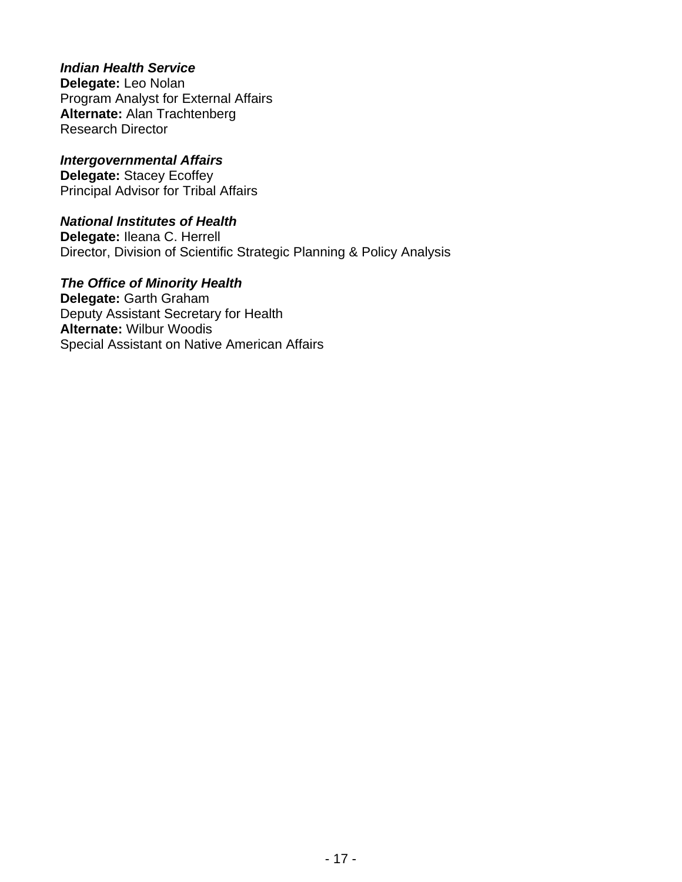***Indian Health Service***
**Delegate:** Leo Nolan
Program Analyst for External Affairs
**Alternate:** Alan Trachtenberg
Research Director

***Intergovernmental Affairs***
**Delegate:** Stacey Ecoffey
Principal Advisor for Tribal Affairs

***National Institutes of Health***
**Delegate:** Ileana C. Herrell
Director, Division of Scientific Strategic Planning & Policy Analysis

***The Office of Minority Health***
**Delegate:** Garth Graham
Deputy Assistant Secretary for Health
**Alternate:** Wilbur Woodis
Special Assistant on Native American Affairs